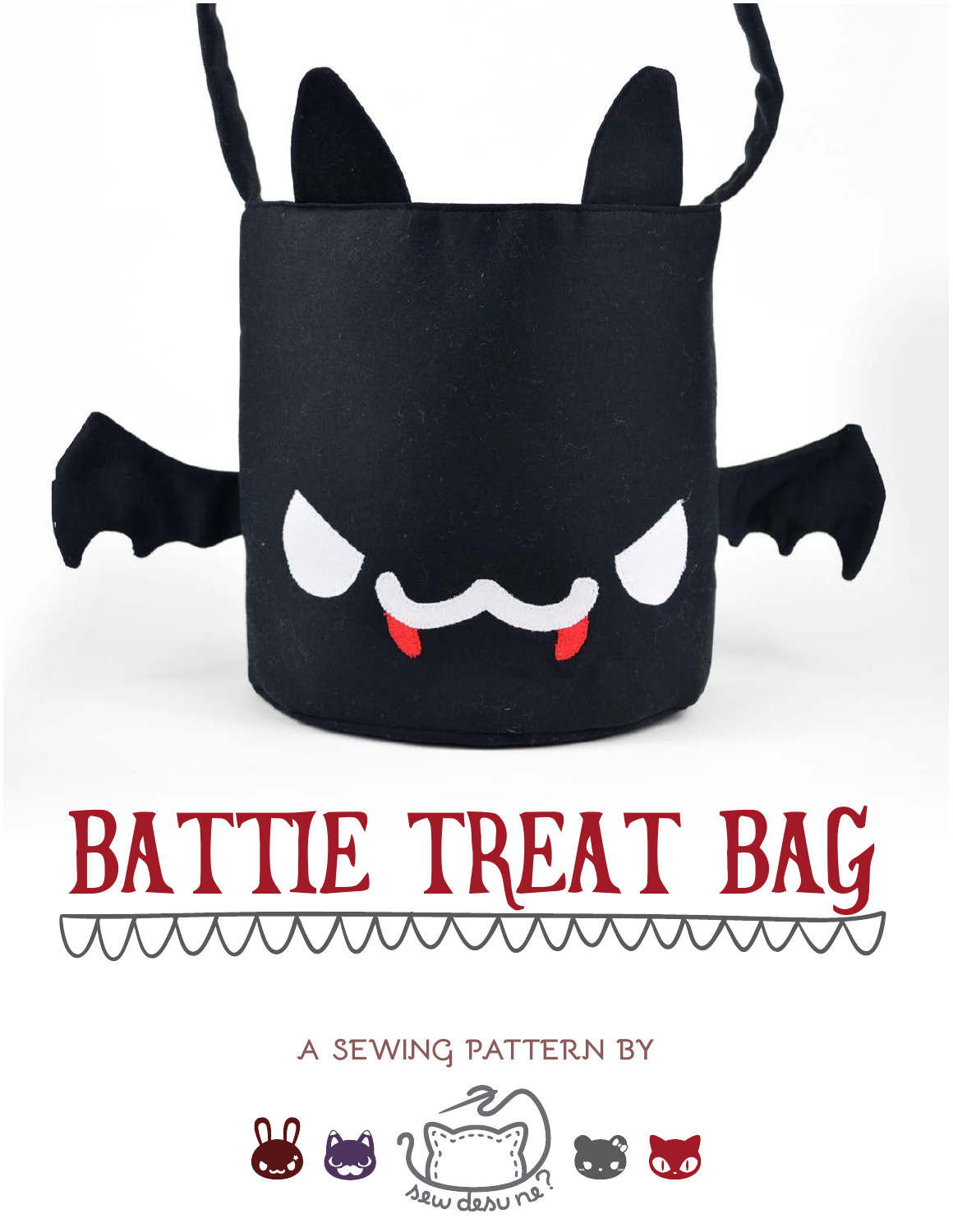# BATTIE TREAT BAG

A SEWING PATTERN BY

sew desu ne?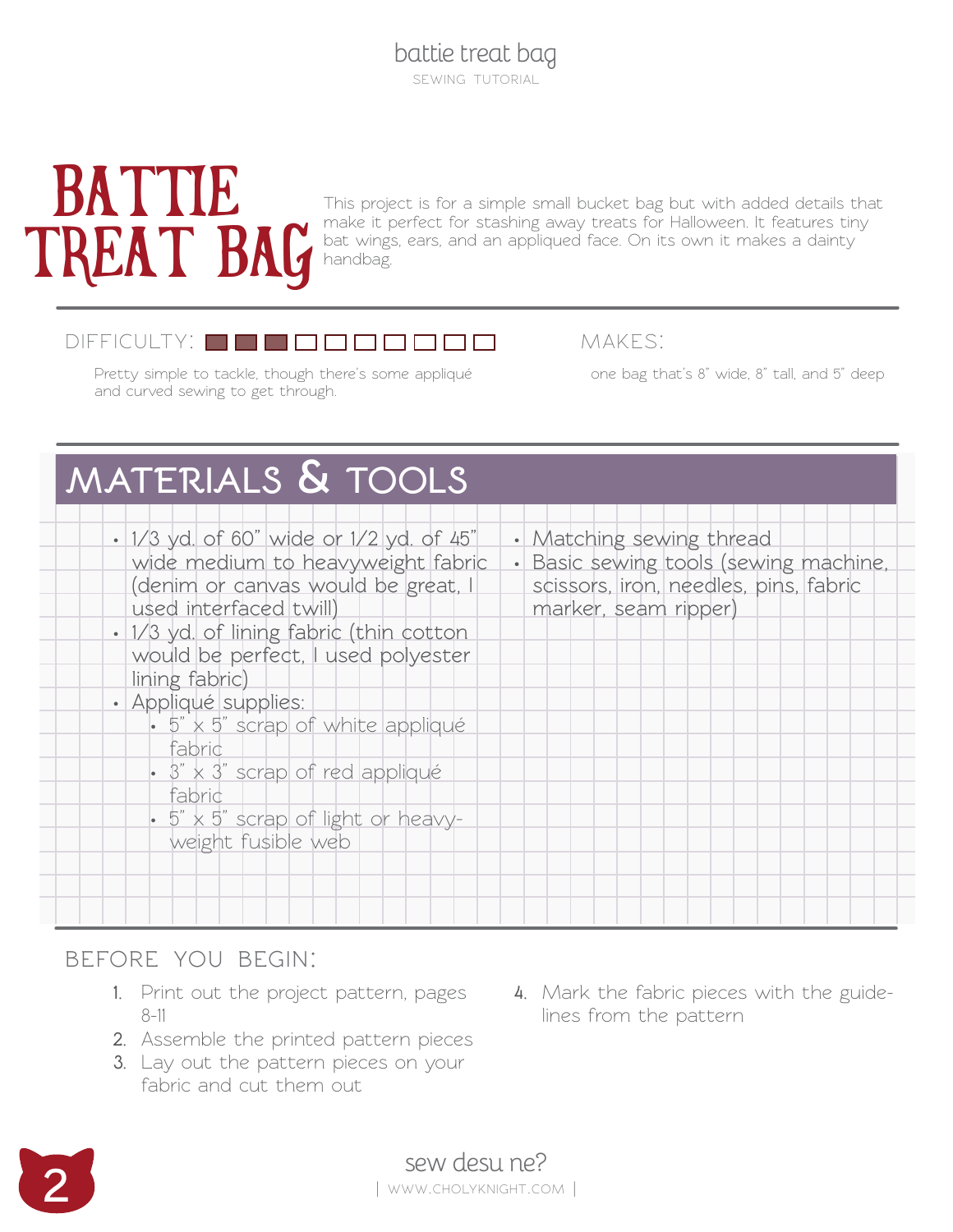# BATTIE TREAT BAG

This project is for a simple small bucket bag but with added details that make it perfect for stashing away treats for Halloween. It features tiny bat wings, ears, and an appliqued face. On its own it makes a dainty handbag.

**DIFFICULTY:** ■■■□□□□□□□

Pretty simple to tackle, though there's some appliqué and curved sewing to get through.

**MAKES:**

one bag that's 8" wide, 8" tall, and 5" deep

## MATERIALS & TOOLS

- 1/3 yd. of 60" wide or 1/2 yd. of 45" wide medium to heavyweight fabric (denim or canvas would be great, I used interfaced twill)
- 1/3 yd. of lining fabric (thin cotton would be perfect, I used polyester lining fabric)
- Appliqué supplies:
  - 5" x 5" scrap of white appliqué fabric
  - 3" x 3" scrap of red appliqué fabric
  - 5" x 5" scrap of light or heavy-weight fusible web
- Matching sewing thread
- Basic sewing tools (sewing machine, scissors, iron, needles, pins, fabric marker, seam ripper)

## BEFORE YOU BEGIN:

1. Print out the project pattern, pages 8-11
2. Assemble the printed pattern pieces
3. Lay out the pattern pieces on your fabric and cut them out
4. Mark the fabric pieces with the guidelines from the pattern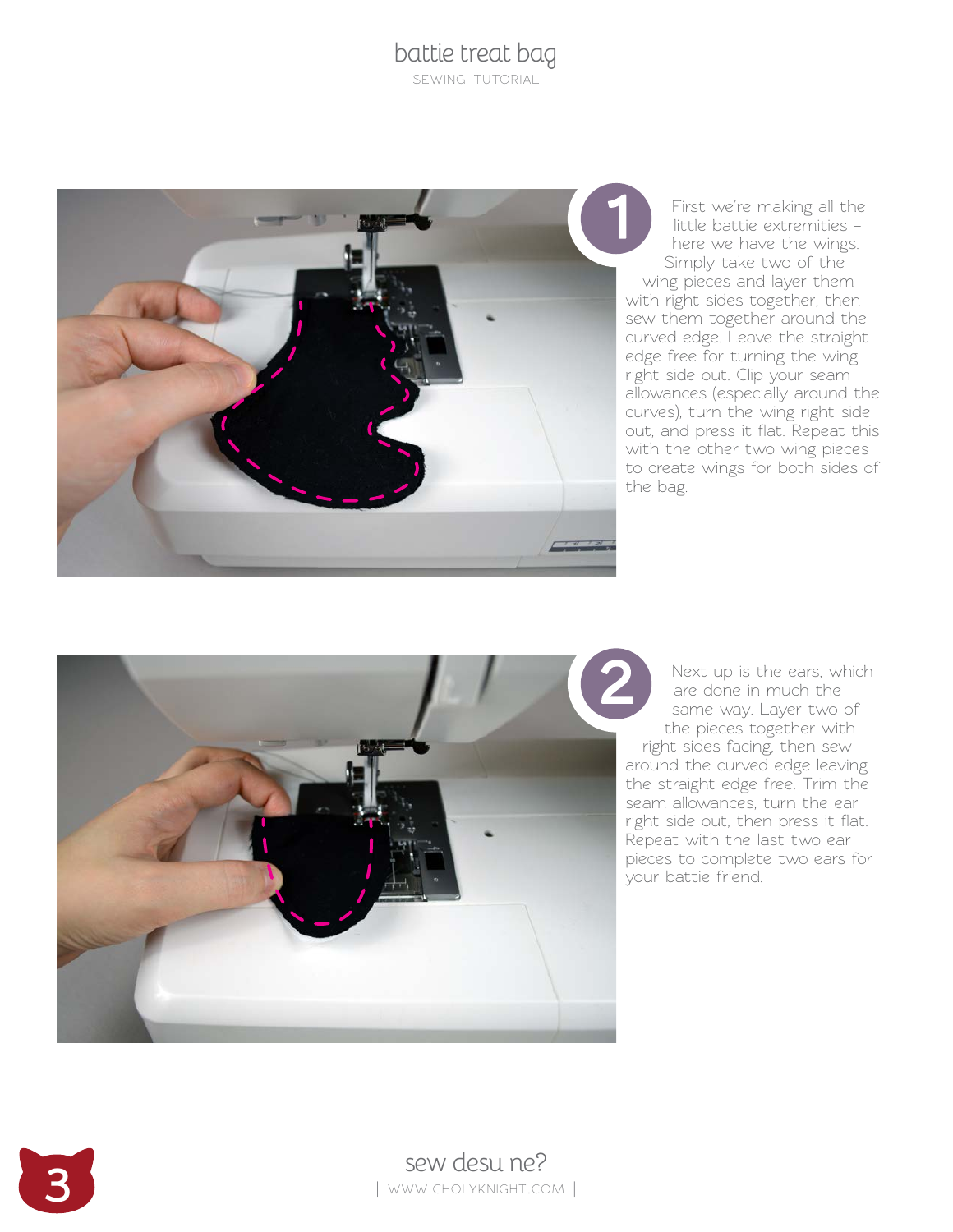1

First we're making all the little battie extremities – here we have the wings. Simply take two of the wing pieces and layer them with right sides together, then sew them together around the curved edge. Leave the straight edge free for turning the wing right side out. Clip your seam allowances (especially around the curves), turn the wing right side out, and press it flat. Repeat this with the other two wing pieces to create wings for both sides of the bag.

2

Next up is the ears, which are done in much the same way. Layer two of the pieces together with right sides facing, then sew around the curved edge leaving the straight edge free. Trim the seam allowances, turn the ear right side out, then press it flat. Repeat with the last two ear pieces to complete two ears for your battie friend.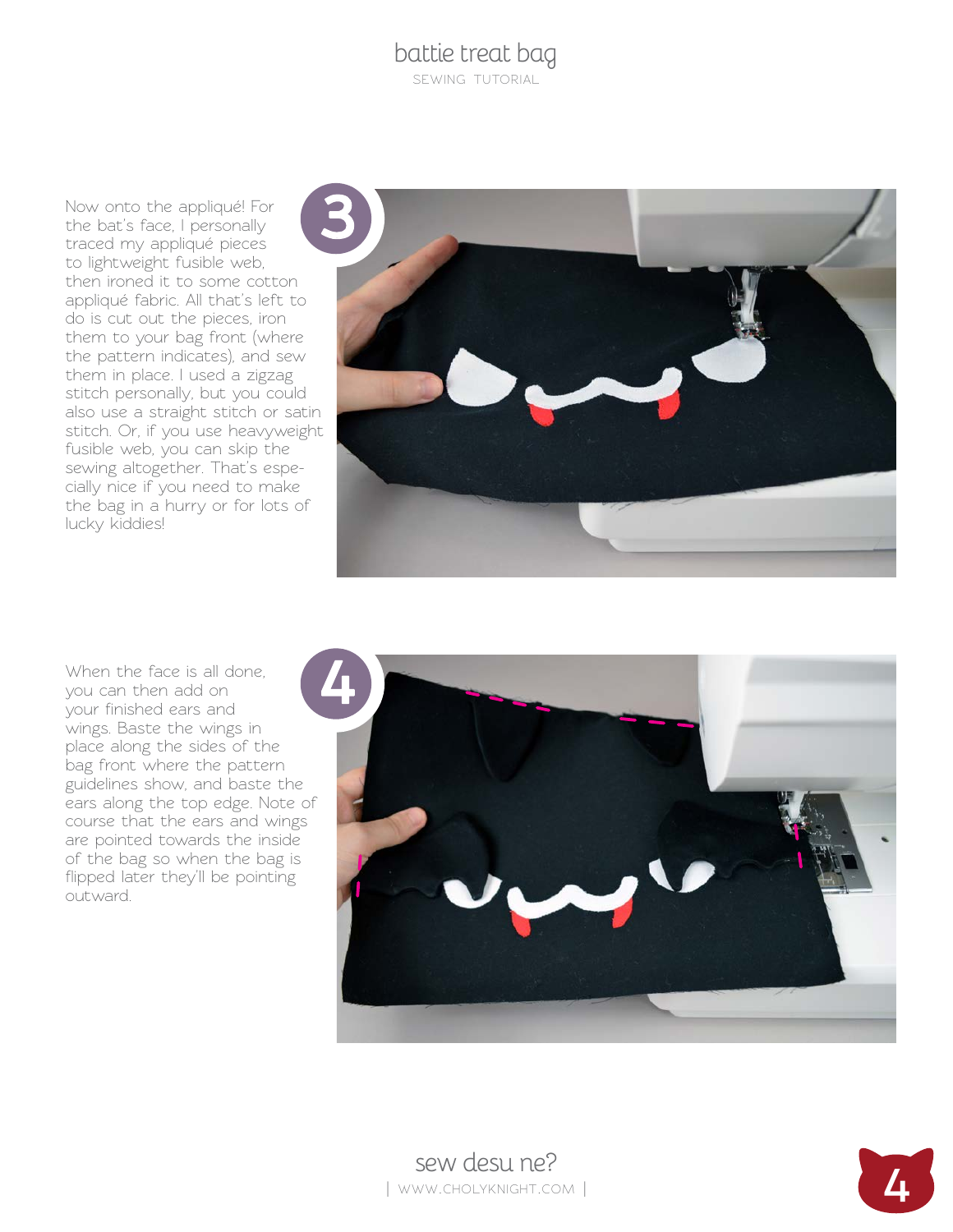Now onto the appliqué! For the bat's face, I personally traced my appliqué pieces to lightweight fusible web, then ironed it to some cotton appliqué fabric. All that's left to do is cut out the pieces, iron them to your bag front (where the pattern indicates), and sew them in place. I used a zigzag stitch personally, but you could also use a straight stitch or satin stitch. Or, if you use heavyweight fusible web, you can skip the sewing altogether. That's especially nice if you need to make the bag in a hurry or for lots of lucky kiddies!

When the face is all done, you can then add on your finished ears and wings. Baste the wings in place along the sides of the bag front where the pattern guidelines show, and baste the ears along the top edge. Note of course that the ears and wings are pointed towards the inside of the bag so when the bag is flipped later they'll be pointing outward.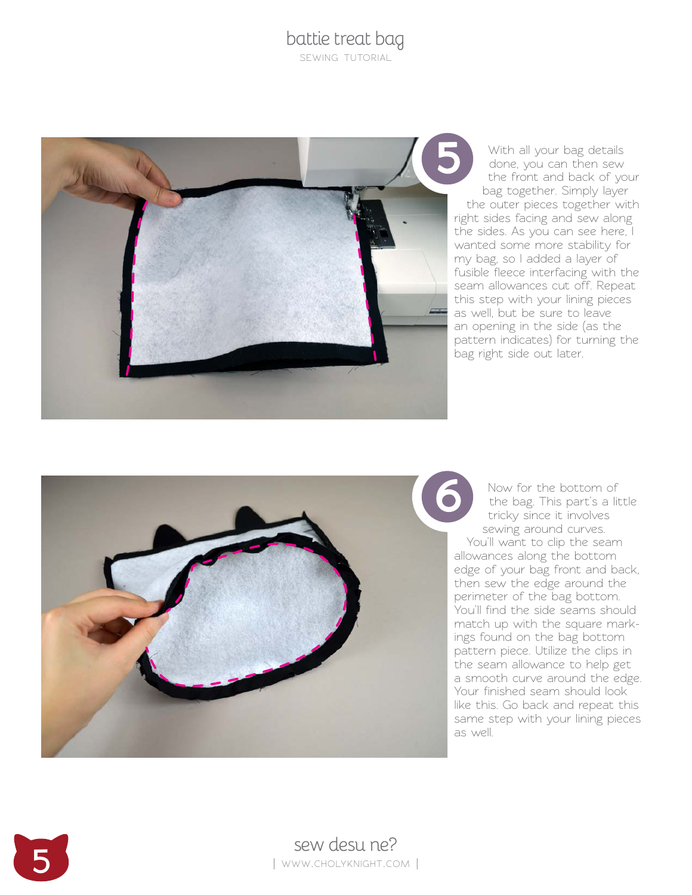## 5

With all your bag details done, you can then sew the front and back of your bag together. Simply layer the outer pieces together with right sides facing and sew along the sides. As you can see here, I wanted some more stability for my bag, so I added a layer of fusible fleece interfacing with the seam allowances cut off. Repeat this step with your lining pieces as well, but be sure to leave an opening in the side (as the pattern indicates) for turning the bag right side out later.

## 6

Now for the bottom of the bag. This part's a little tricky since it involves sewing around curves. You'll want to clip the seam allowances along the bottom edge of your bag front and back, then sew the edge around the perimeter of the bag bottom. You'll find the side seams should match up with the square markings found on the bag bottom pattern piece. Utilize the clips in the seam allowance to help get a smooth curve around the edge. Your finished seam should look like this. Go back and repeat this same step with your lining pieces as well.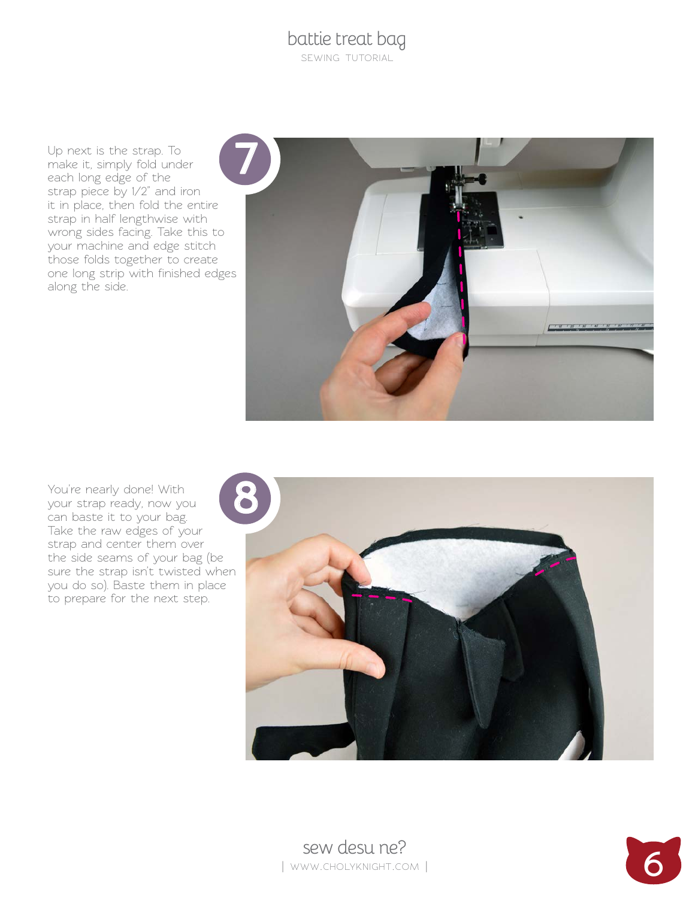**7**

Up next is the strap. To make it, simply fold under each long edge of the strap piece by 1/2" and iron it in place, then fold the entire strap in half lengthwise with wrong sides facing. Take this to your machine and edge stitch those folds together to create one long strip with finished edges along the side.

**8**

You're nearly done! With your strap ready, now you can baste it to your bag. Take the raw edges of your strap and center them over the side seams of your bag (be sure the strap isn't twisted when you do so). Baste them in place to prepare for the next step.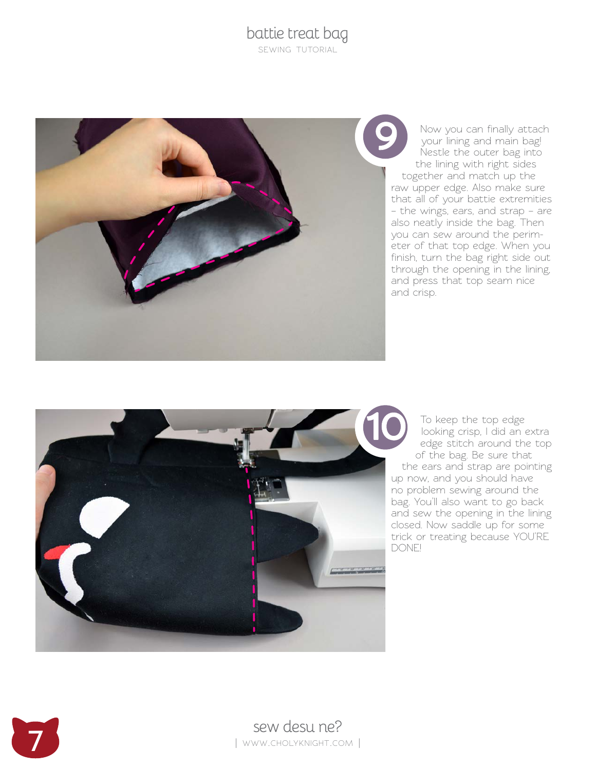**9**

Now you can finally attach your lining and main bag! Nestle the outer bag into the lining with right sides together and match up the raw upper edge. Also make sure that all of your battie extremities – the wings, ears, and strap – are also neatly inside the bag. Then you can sew around the perimeter of that top edge. When you finish, turn the bag right side out through the opening in the lining, and press that top seam nice and crisp.

**10**

To keep the top edge looking crisp, I did an extra edge stitch around the top of the bag. Be sure that the ears and strap are pointing up now, and you should have no problem sewing around the bag. You'll also want to go back and sew the opening in the lining closed. Now saddle up for some trick or treating because YOU'RE DONE!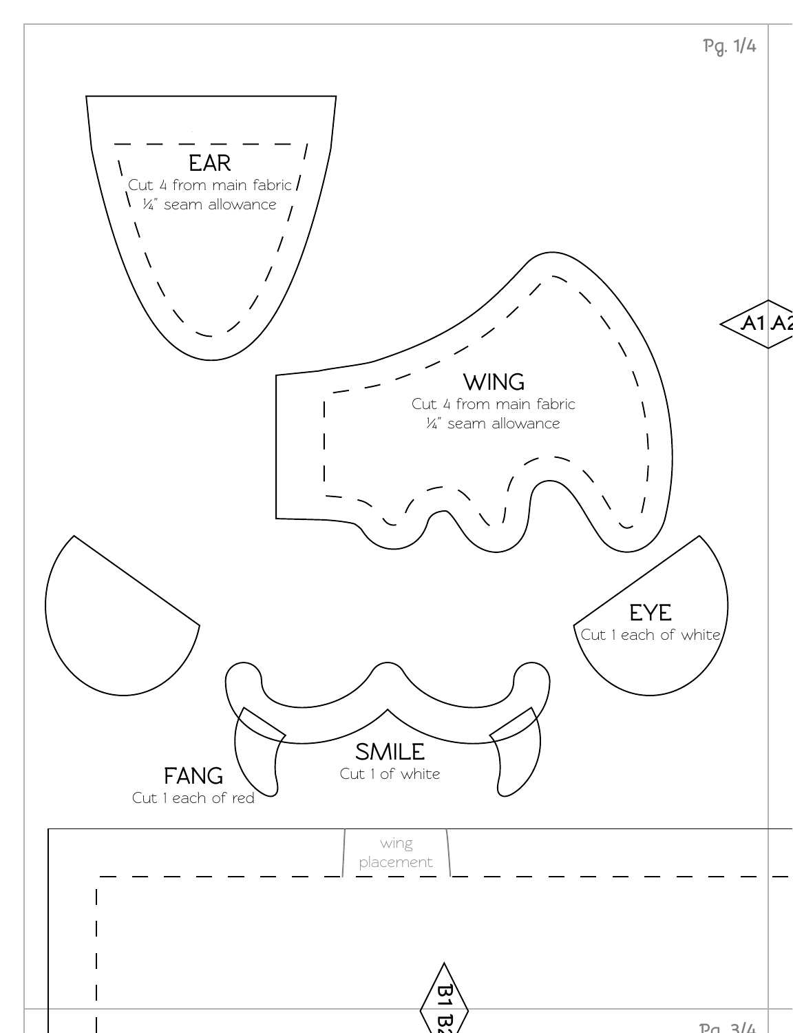EAR

Cut 4 from main fabric

¼" seam allowance

WING

Cut 4 from main fabric

¼" seam allowance

A1 A2

EYE

Cut 1 each of white

SMILE

Cut 1 of white

FANG

Cut 1 each of red

wing placement

B1 B2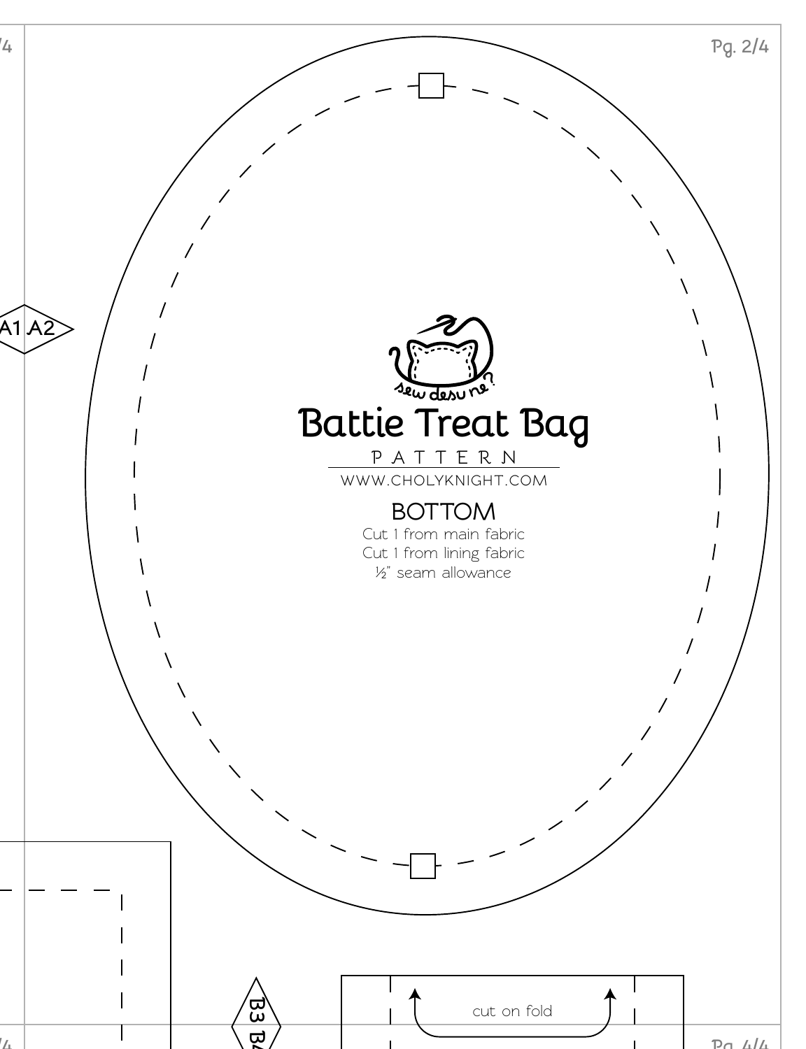A1 A2

sew desu ne?

# Battie Treat Bag

PATTERN

WWW.CHOLYKNIGHT.COM

## BOTTOM

Cut 1 from main fabric
Cut 1 from lining fabric
½" seam allowance

B3 B4

cut on fold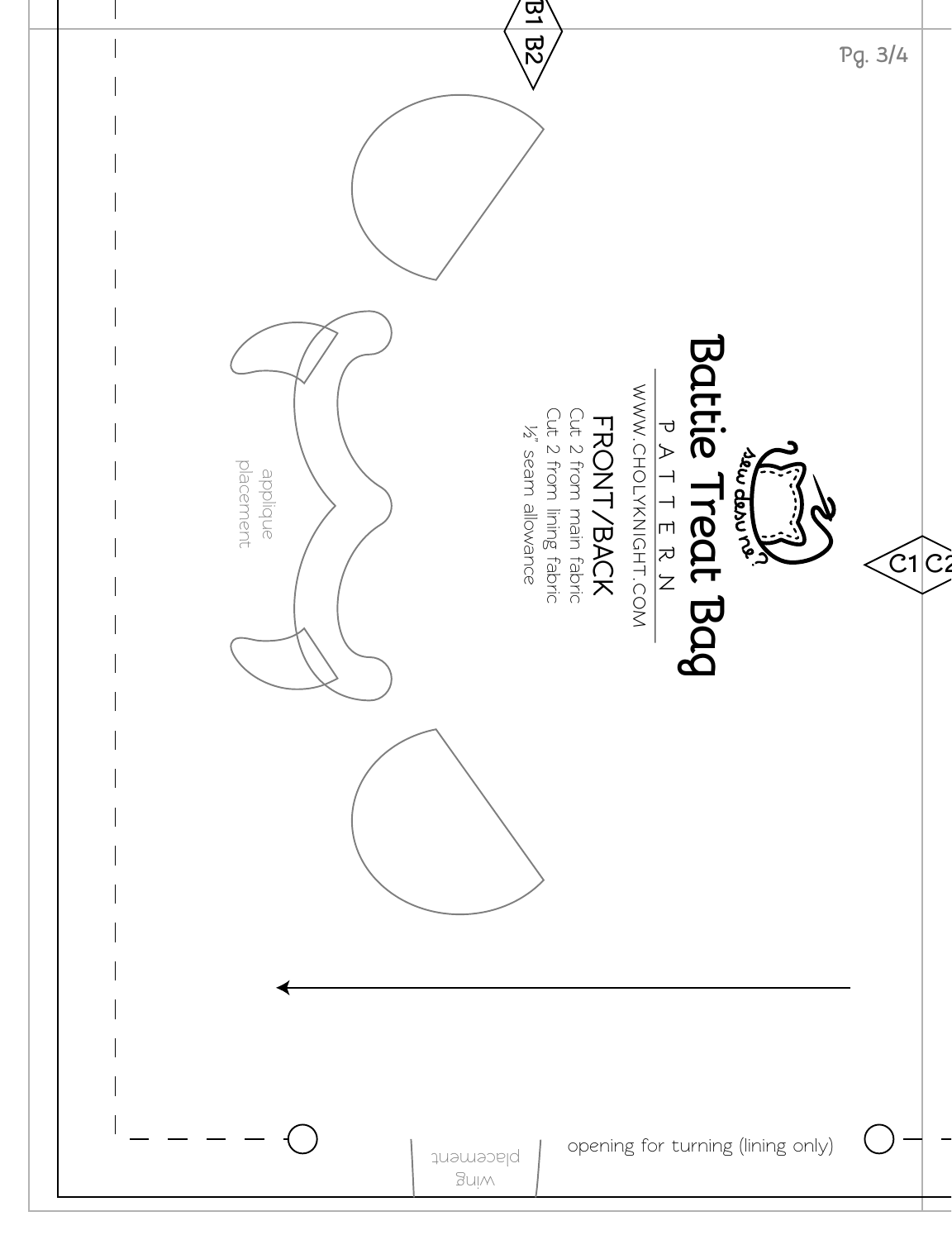# Battie Treat Bag

PATTERN

WWW.CHOLYKNIGHT.COM

## FRONT/BACK

Cut 2 from main fabric
Cut 2 from lining fabric
½" seam allowance

applique placement

wing placement

opening for turning (lining only)

B1 B2

C1 C2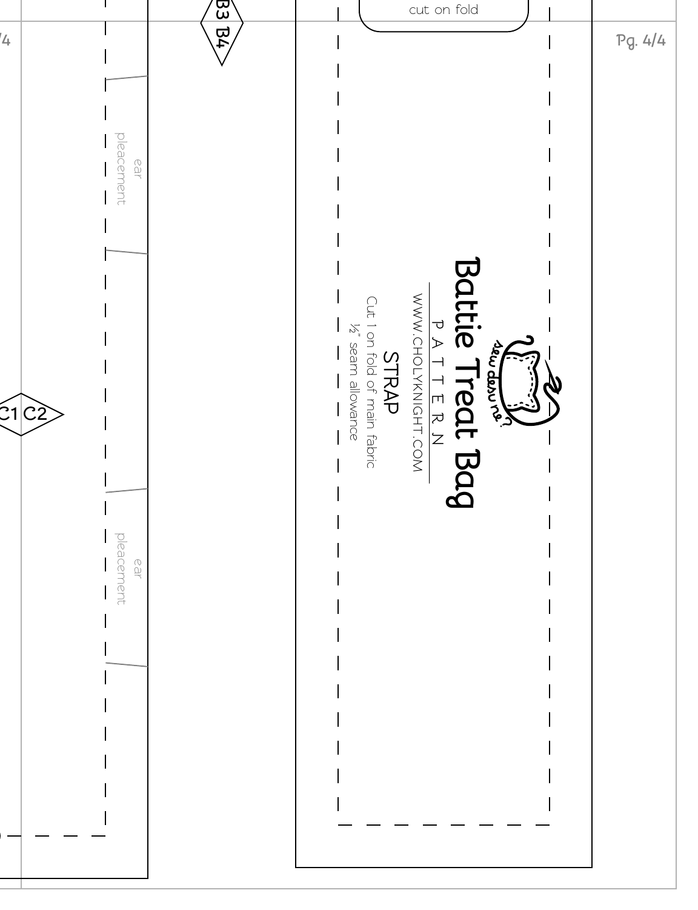cut on fold

B3 B4

ear
pleacement

ear
pleacement

C1 C2

# Battie Treat Bag

PATTERN

WWW.CHOLYKNIGHT.COM

## STRAP

Cut 1 on fold of main fabric

½" seam allowance